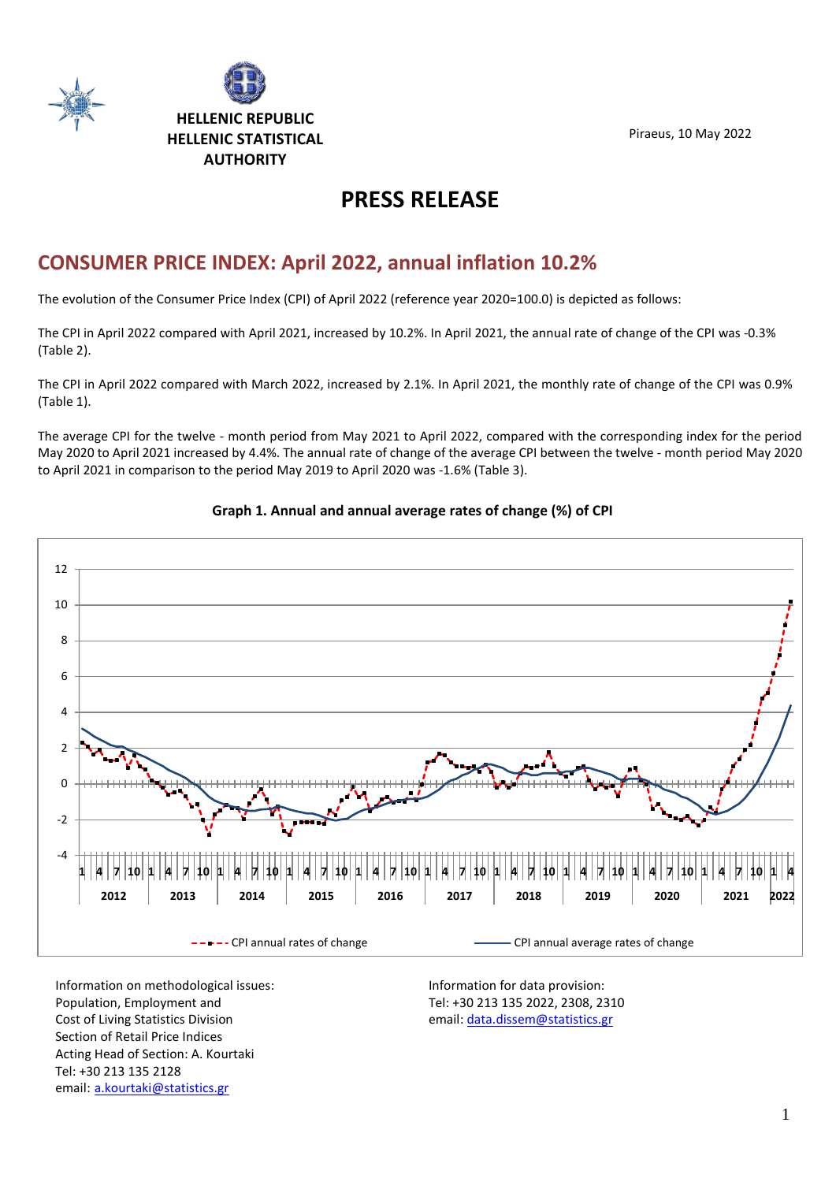**HELLENIC REPUBLIC**
**HELLENIC STATISTICAL AUTHORITY**

Piraeus, 10 May 2022

# PRESS RELEASE

## CONSUMER PRICE INDEX: April 2022, annual inflation 10.2%

The evolution of the Consumer Price Index (CPI) of April 2022 (reference year 2020=100.0) is depicted as follows:

The CPI in April 2022 compared with April 2021, increased by 10.2%. In April 2021, the annual rate of change of the CPI was -0.3% (Table 2).

The CPI in April 2022 compared with March 2022, increased by 2.1%. In April 2021, the monthly rate of change of the CPI was 0.9% (Table 1).

The average CPI for the twelve - month period from May 2021 to April 2022, compared with the corresponding index for the period May 2020 to April 2021 increased by 4.4%. The annual rate of change of the average CPI between the twelve - month period May 2020 to April 2021 in comparison to the period May 2019 to April 2020 was -1.6% (Table 3).

**Graph 1. Annual and annual average rates of change (%) of CPI**

Information on methodological issues:
Population, Employment and Cost of Living Statistics Division
Section of Retail Price Indices
Acting Head of Section: A. Kourtaki
Tel: +30 213 135 2128
email: a.kourtaki@statistics.gr

Information for data provision:
Tel: +30 213 135 2022, 2308, 2310
email: data.dissem@statistics.gr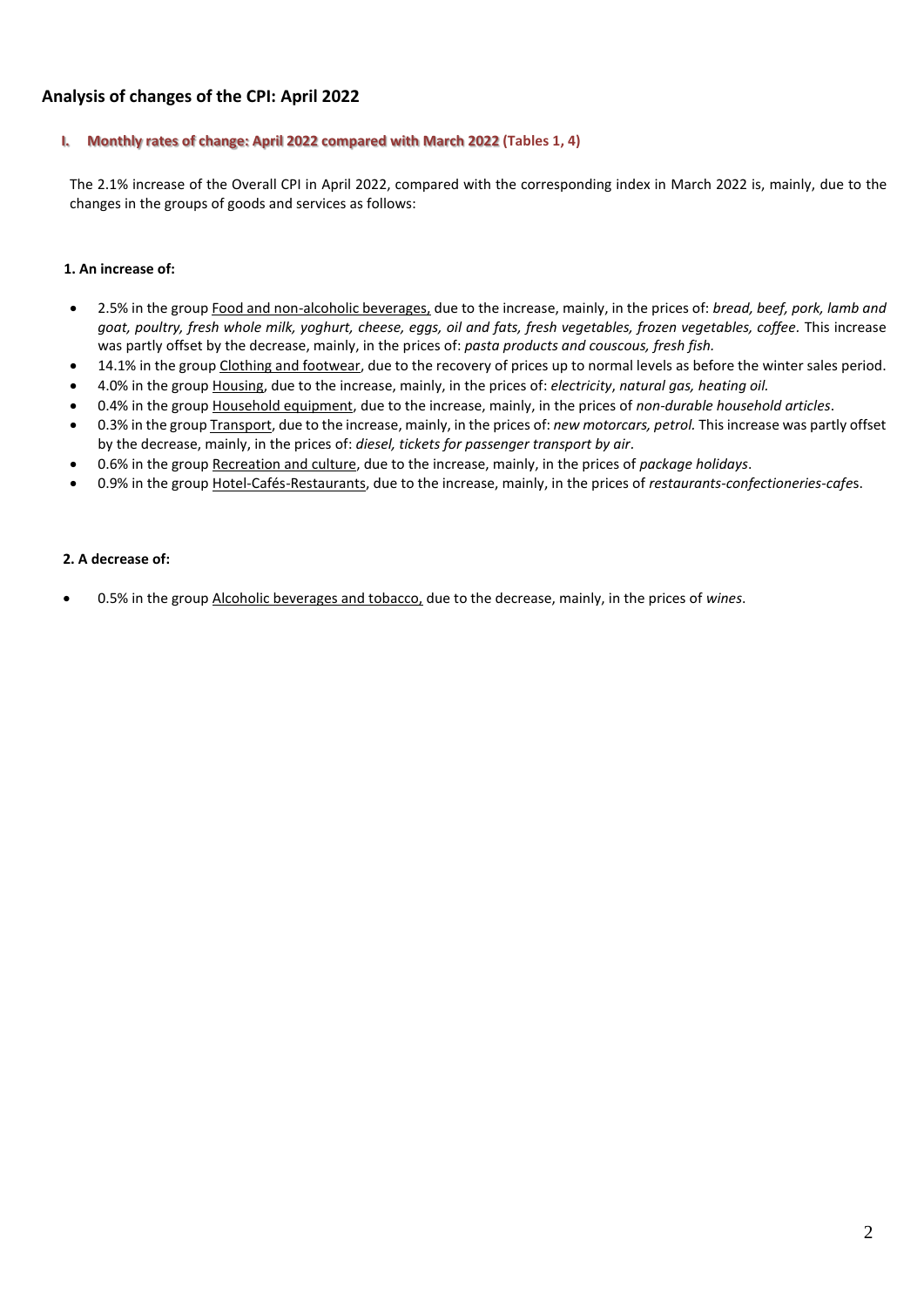## Analysis of changes of the CPI: April 2022

### I. Monthly rates of change: April 2022 compared with March 2022 (Tables 1, 4)

The 2.1% increase of the Overall CPI in April 2022, compared with the corresponding index in March 2022 is, mainly, due to the changes in the groups of goods and services as follows:

**1. An increase of:**

- 2.5% in the group Food and non-alcoholic beverages, due to the increase, mainly, in the prices of: *bread, beef, pork, lamb and goat, poultry, fresh whole milk, yoghurt, cheese, eggs, oil and fats, fresh vegetables, frozen vegetables, coffee*. This increase was partly offset by the decrease, mainly, in the prices of: *pasta products and couscous, fresh fish.*
- 14.1% in the group Clothing and footwear, due to the recovery of prices up to normal levels as before the winter sales period.
- 4.0% in the group Housing, due to the increase, mainly, in the prices of: *electricity*, *natural gas, heating oil.*
- 0.4% in the group Household equipment, due to the increase, mainly, in the prices of *non-durable household articles*.
- 0.3% in the group Transport, due to the increase, mainly, in the prices of: *new motorcars, petrol.* This increase was partly offset by the decrease, mainly, in the prices of: *diesel, tickets for passenger transport by air*.
- 0.6% in the group Recreation and culture, due to the increase, mainly, in the prices of *package holidays*.
- 0.9% in the group Hotel-Cafés-Restaurants, due to the increase, mainly, in the prices of *restaurants-confectioneries-cafe*s.

**2. A decrease of:**

- 0.5% in the group Alcoholic beverages and tobacco, due to the decrease, mainly, in the prices of *wines*.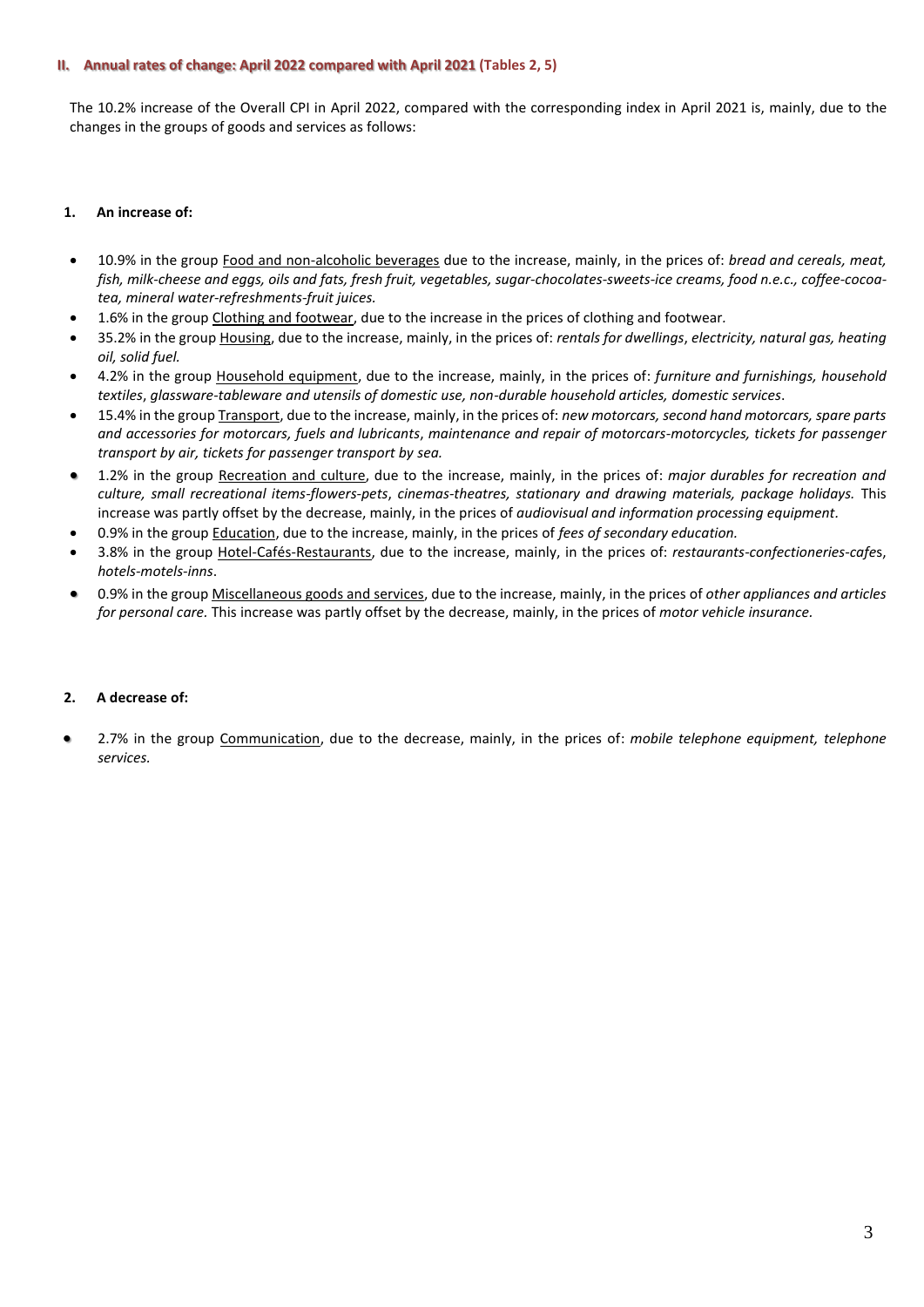## II. Annual rates of change: April 2022 compared with April 2021 (Tables 2, 5)

The 10.2% increase of the Overall CPI in April 2022, compared with the corresponding index in April 2021 is, mainly, due to the changes in the groups of goods and services as follows:

### 1. An increase of:

- 10.9% in the group Food and non-alcoholic beverages due to the increase, mainly, in the prices of: *bread and cereals, meat, fish, milk-cheese and eggs, oils and fats, fresh fruit, vegetables, sugar-chocolates-sweets-ice creams, food n.e.c., coffee-cocoa-tea, mineral water-refreshments-fruit juices.*
- 1.6% in the group Clothing and footwear, due to the increase in the prices of clothing and footwear.
- 35.2% in the group Housing, due to the increase, mainly, in the prices of: *rentals for dwellings*, *electricity, natural gas, heating oil, solid fuel.*
- 4.2% in the group Household equipment, due to the increase, mainly, in the prices of: *furniture and furnishings, household textiles*, *glassware-tableware and utensils of domestic use, non-durable household articles, domestic services*.
- 15.4% in the group Transport, due to the increase, mainly, in the prices of: *new motorcars, second hand motorcars, spare parts and accessories for motorcars, fuels and lubricants*, *maintenance and repair of motorcars-motorcycles, tickets for passenger transport by air, tickets for passenger transport by sea.*
- 1.2% in the group Recreation and culture, due to the increase, mainly, in the prices of: *major durables for recreation and culture, small recreational items-flowers-pets*, *cinemas-theatres, stationary and drawing materials, package holidays.* This increase was partly offset by the decrease, mainly, in the prices of *audiovisual and information processing equipment*.
- 0.9% in the group Education, due to the increase, mainly, in the prices of *fees of secondary education.*
- 3.8% in the group Hotel-Cafés-Restaurants, due to the increase, mainly, in the prices of: *restaurants-confectioneries-cafes*, *hotels-motels-inns*.
- 0.9% in the group Miscellaneous goods and services, due to the increase, mainly, in the prices of *other appliances and articles for personal care.* This increase was partly offset by the decrease, mainly, in the prices of *motor vehicle insurance.*

### 2. A decrease of:

- 2.7% in the group Communication, due to the decrease, mainly, in the prices of: *mobile telephone equipment, telephone services.*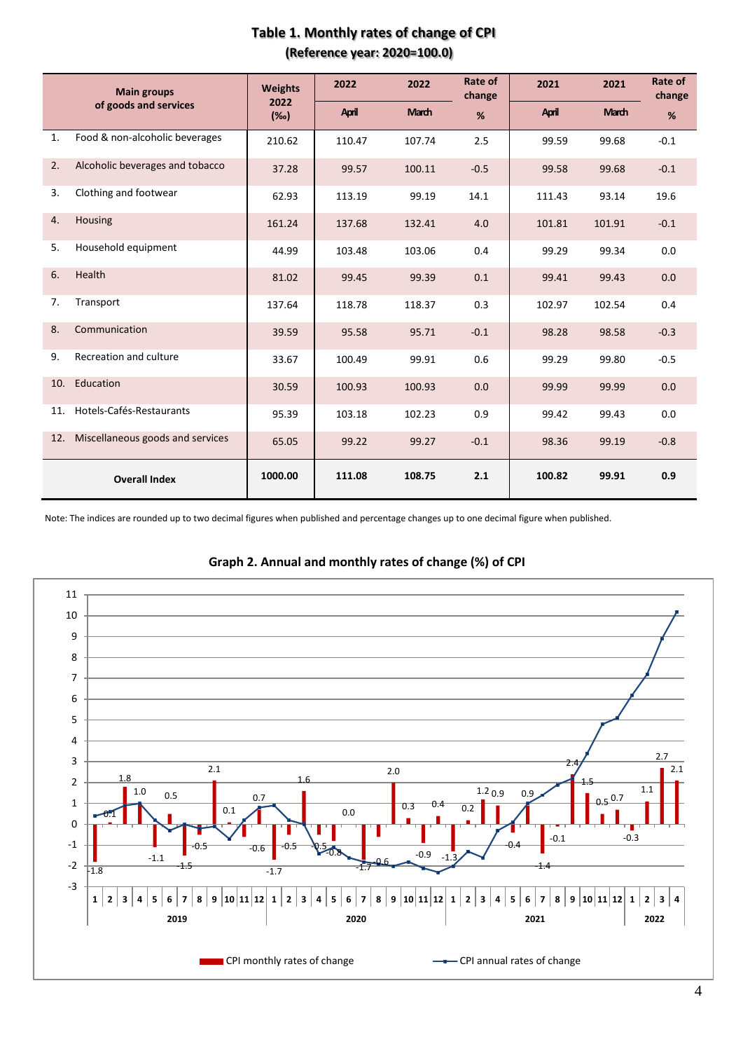# Table 1. Monthly rates of change of CPI

**(Reference year: 2020=100.0)**

| Main groups of goods and services | Weights 2022 (‰) | 2022 April | 2022 March | Rate of change % | 2021 April | 2021 March | Rate of change % |
|---|---|---|---|---|---|---|---|
| 1. Food & non-alcoholic beverages | 210.62 | 110.47 | 107.74 | 2.5 | 99.59 | 99.68 | -0.1 |
| 2. Alcoholic beverages and tobacco | 37.28 | 99.57 | 100.11 | -0.5 | 99.58 | 99.68 | -0.1 |
| 3. Clothing and footwear | 62.93 | 113.19 | 99.19 | 14.1 | 111.43 | 93.14 | 19.6 |
| 4. Housing | 161.24 | 137.68 | 132.41 | 4.0 | 101.81 | 101.91 | -0.1 |
| 5. Household equipment | 44.99 | 103.48 | 103.06 | 0.4 | 99.29 | 99.34 | 0.0 |
| 6. Health | 81.02 | 99.45 | 99.39 | 0.1 | 99.41 | 99.43 | 0.0 |
| 7. Transport | 137.64 | 118.78 | 118.37 | 0.3 | 102.97 | 102.54 | 0.4 |
| 8. Communication | 39.59 | 95.58 | 95.71 | -0.1 | 98.28 | 98.58 | -0.3 |
| 9. Recreation and culture | 33.67 | 100.49 | 99.91 | 0.6 | 99.29 | 99.80 | -0.5 |
| 10. Education | 30.59 | 100.93 | 100.93 | 0.0 | 99.99 | 99.99 | 0.0 |
| 11. Hotels-Cafés-Restaurants | 95.39 | 103.18 | 102.23 | 0.9 | 99.42 | 99.43 | 0.0 |
| 12. Miscellaneous goods and services | 65.05 | 99.22 | 99.27 | -0.1 | 98.36 | 99.19 | -0.8 |
| **Overall Index** | **1000.00** | **111.08** | **108.75** | **2.1** | **100.82** | **99.91** | **0.9** |

Note: The indices are rounded up to two decimal figures when published and percentage changes up to one decimal figure when published.

## Graph 2. Annual and monthly rates of change (%) of CPI

CPI monthly rates of change — CPI annual rates of change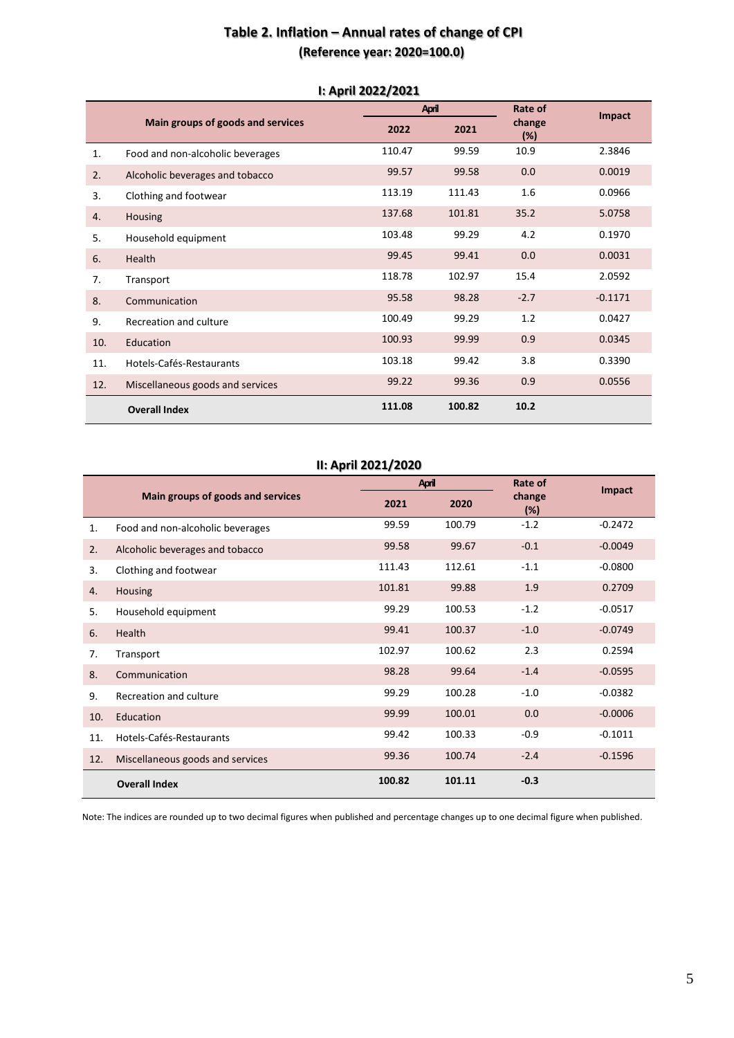# Table 2. Inflation – Annual rates of change of CPI

**(Reference year: 2020=100.0)**

## I: April 2022/2021

| | Main groups of goods and services | April | | Rate of change (%) | Impact |
|---|---|---|---|---|---|
| | | 2022 | 2021 | | |
| 1. | Food and non-alcoholic beverages | 110.47 | 99.59 | 10.9 | 2.3846 |
| 2. | Alcoholic beverages and tobacco | 99.57 | 99.58 | 0.0 | 0.0019 |
| 3. | Clothing and footwear | 113.19 | 111.43 | 1.6 | 0.0966 |
| 4. | Housing | 137.68 | 101.81 | 35.2 | 5.0758 |
| 5. | Household equipment | 103.48 | 99.29 | 4.2 | 0.1970 |
| 6. | Health | 99.45 | 99.41 | 0.0 | 0.0031 |
| 7. | Transport | 118.78 | 102.97 | 15.4 | 2.0592 |
| 8. | Communication | 95.58 | 98.28 | -2.7 | -0.1171 |
| 9. | Recreation and culture | 100.49 | 99.29 | 1.2 | 0.0427 |
| 10. | Education | 100.93 | 99.99 | 0.9 | 0.0345 |
| 11. | Hotels-Cafés-Restaurants | 103.18 | 99.42 | 3.8 | 0.3390 |
| 12. | Miscellaneous goods and services | 99.22 | 99.36 | 0.9 | 0.0556 |
| | **Overall Index** | **111.08** | **100.82** | **10.2** | |

## II: April 2021/2020

| | Main groups of goods and services | April | | Rate of change (%) | Impact |
|---|---|---|---|---|---|
| | | 2021 | 2020 | | |
| 1. | Food and non-alcoholic beverages | 99.59 | 100.79 | -1.2 | -0.2472 |
| 2. | Alcoholic beverages and tobacco | 99.58 | 99.67 | -0.1 | -0.0049 |
| 3. | Clothing and footwear | 111.43 | 112.61 | -1.1 | -0.0800 |
| 4. | Housing | 101.81 | 99.88 | 1.9 | 0.2709 |
| 5. | Household equipment | 99.29 | 100.53 | -1.2 | -0.0517 |
| 6. | Health | 99.41 | 100.37 | -1.0 | -0.0749 |
| 7. | Transport | 102.97 | 100.62 | 2.3 | 0.2594 |
| 8. | Communication | 98.28 | 99.64 | -1.4 | -0.0595 |
| 9. | Recreation and culture | 99.29 | 100.28 | -1.0 | -0.0382 |
| 10. | Education | 99.99 | 100.01 | 0.0 | -0.0006 |
| 11. | Hotels-Cafés-Restaurants | 99.42 | 100.33 | -0.9 | -0.1011 |
| 12. | Miscellaneous goods and services | 99.36 | 100.74 | -2.4 | -0.1596 |
| | **Overall Index** | **100.82** | **101.11** | **-0.3** | |

Note: The indices are rounded up to two decimal figures when published and percentage changes up to one decimal figure when published.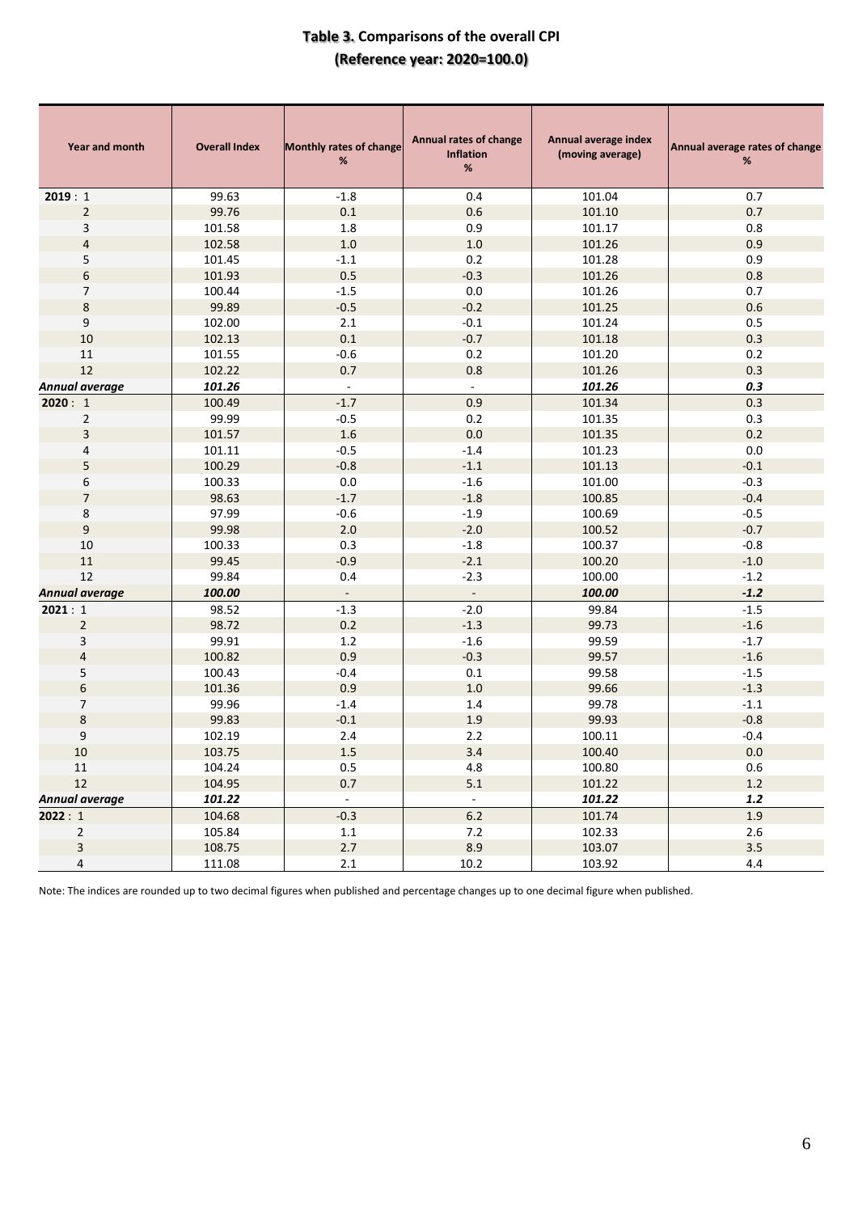# Table 3. Comparisons of the overall CPI
## (Reference year: 2020=100.0)

| Year and month | Overall Index | Monthly rates of change % | Annual rates of change Inflation % | Annual average index (moving average) | Annual average rates of change % |
|---|---|---|---|---|---|
| **2019** : 1 | 99.63 | -1.8 | 0.4 | 101.04 | 0.7 |
| 2 | 99.76 | 0.1 | 0.6 | 101.10 | 0.7 |
| 3 | 101.58 | 1.8 | 0.9 | 101.17 | 0.8 |
| 4 | 102.58 | 1.0 | 1.0 | 101.26 | 0.9 |
| 5 | 101.45 | -1.1 | 0.2 | 101.28 | 0.9 |
| 6 | 101.93 | 0.5 | -0.3 | 101.26 | 0.8 |
| 7 | 100.44 | -1.5 | 0.0 | 101.26 | 0.7 |
| 8 | 99.89 | -0.5 | -0.2 | 101.25 | 0.6 |
| 9 | 102.00 | 2.1 | -0.1 | 101.24 | 0.5 |
| 10 | 102.13 | 0.1 | -0.7 | 101.18 | 0.3 |
| 11 | 101.55 | -0.6 | 0.2 | 101.20 | 0.2 |
| 12 | 102.22 | 0.7 | 0.8 | 101.26 | 0.3 |
| ***Annual average*** | ***101.26*** | - | - | ***101.26*** | ***0.3*** |
| **2020** : 1 | 100.49 | -1.7 | 0.9 | 101.34 | 0.3 |
| 2 | 99.99 | -0.5 | 0.2 | 101.35 | 0.3 |
| 3 | 101.57 | 1.6 | 0.0 | 101.35 | 0.2 |
| 4 | 101.11 | -0.5 | -1.4 | 101.23 | 0.0 |
| 5 | 100.29 | -0.8 | -1.1 | 101.13 | -0.1 |
| 6 | 100.33 | 0.0 | -1.6 | 101.00 | -0.3 |
| 7 | 98.63 | -1.7 | -1.8 | 100.85 | -0.4 |
| 8 | 97.99 | -0.6 | -1.9 | 100.69 | -0.5 |
| 9 | 99.98 | 2.0 | -2.0 | 100.52 | -0.7 |
| 10 | 100.33 | 0.3 | -1.8 | 100.37 | -0.8 |
| 11 | 99.45 | -0.9 | -2.1 | 100.20 | -1.0 |
| 12 | 99.84 | 0.4 | -2.3 | 100.00 | -1.2 |
| ***Annual average*** | ***100.00*** | - | - | ***100.00*** | ***-1.2*** |
| **2021** : 1 | 98.52 | -1.3 | -2.0 | 99.84 | -1.5 |
| 2 | 98.72 | 0.2 | -1.3 | 99.73 | -1.6 |
| 3 | 99.91 | 1.2 | -1.6 | 99.59 | -1.7 |
| 4 | 100.82 | 0.9 | -0.3 | 99.57 | -1.6 |
| 5 | 100.43 | -0.4 | 0.1 | 99.58 | -1.5 |
| 6 | 101.36 | 0.9 | 1.0 | 99.66 | -1.3 |
| 7 | 99.96 | -1.4 | 1.4 | 99.78 | -1.1 |
| 8 | 99.83 | -0.1 | 1.9 | 99.93 | -0.8 |
| 9 | 102.19 | 2.4 | 2.2 | 100.11 | -0.4 |
| 10 | 103.75 | 1.5 | 3.4 | 100.40 | 0.0 |
| 11 | 104.24 | 0.5 | 4.8 | 100.80 | 0.6 |
| 12 | 104.95 | 0.7 | 5.1 | 101.22 | 1.2 |
| ***Annual average*** | ***101.22*** | - | - | ***101.22*** | ***1.2*** |
| **2022** : 1 | 104.68 | -0.3 | 6.2 | 101.74 | 1.9 |
| 2 | 105.84 | 1.1 | 7.2 | 102.33 | 2.6 |
| 3 | 108.75 | 2.7 | 8.9 | 103.07 | 3.5 |
| 4 | 111.08 | 2.1 | 10.2 | 103.92 | 4.4 |

Note: The indices are rounded up to two decimal figures when published and percentage changes up to one decimal figure when published.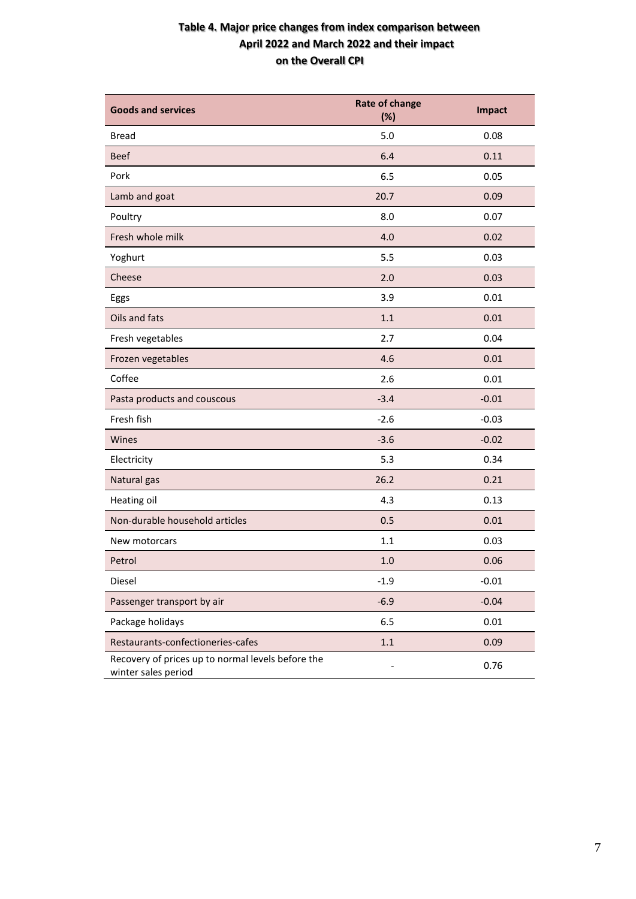**Table 4. Major price changes from index comparison between April 2022 and March 2022 and their impact on the Overall CPI**

| Goods and services | Rate of change (%) | Impact |
|---|---|---|
| Bread | 5.0 | 0.08 |
| Beef | 6.4 | 0.11 |
| Pork | 6.5 | 0.05 |
| Lamb and goat | 20.7 | 0.09 |
| Poultry | 8.0 | 0.07 |
| Fresh whole milk | 4.0 | 0.02 |
| Yoghurt | 5.5 | 0.03 |
| Cheese | 2.0 | 0.03 |
| Eggs | 3.9 | 0.01 |
| Oils and fats | 1.1 | 0.01 |
| Fresh vegetables | 2.7 | 0.04 |
| Frozen vegetables | 4.6 | 0.01 |
| Coffee | 2.6 | 0.01 |
| Pasta products and couscous | -3.4 | -0.01 |
| Fresh fish | -2.6 | -0.03 |
| Wines | -3.6 | -0.02 |
| Electricity | 5.3 | 0.34 |
| Natural gas | 26.2 | 0.21 |
| Heating oil | 4.3 | 0.13 |
| Non-durable household articles | 0.5 | 0.01 |
| New motorcars | 1.1 | 0.03 |
| Petrol | 1.0 | 0.06 |
| Diesel | -1.9 | -0.01 |
| Passenger transport by air | -6.9 | -0.04 |
| Package holidays | 6.5 | 0.01 |
| Restaurants-confectioneries-cafes | 1.1 | 0.09 |
| Recovery of prices up to normal levels before the winter sales period | - | 0.76 |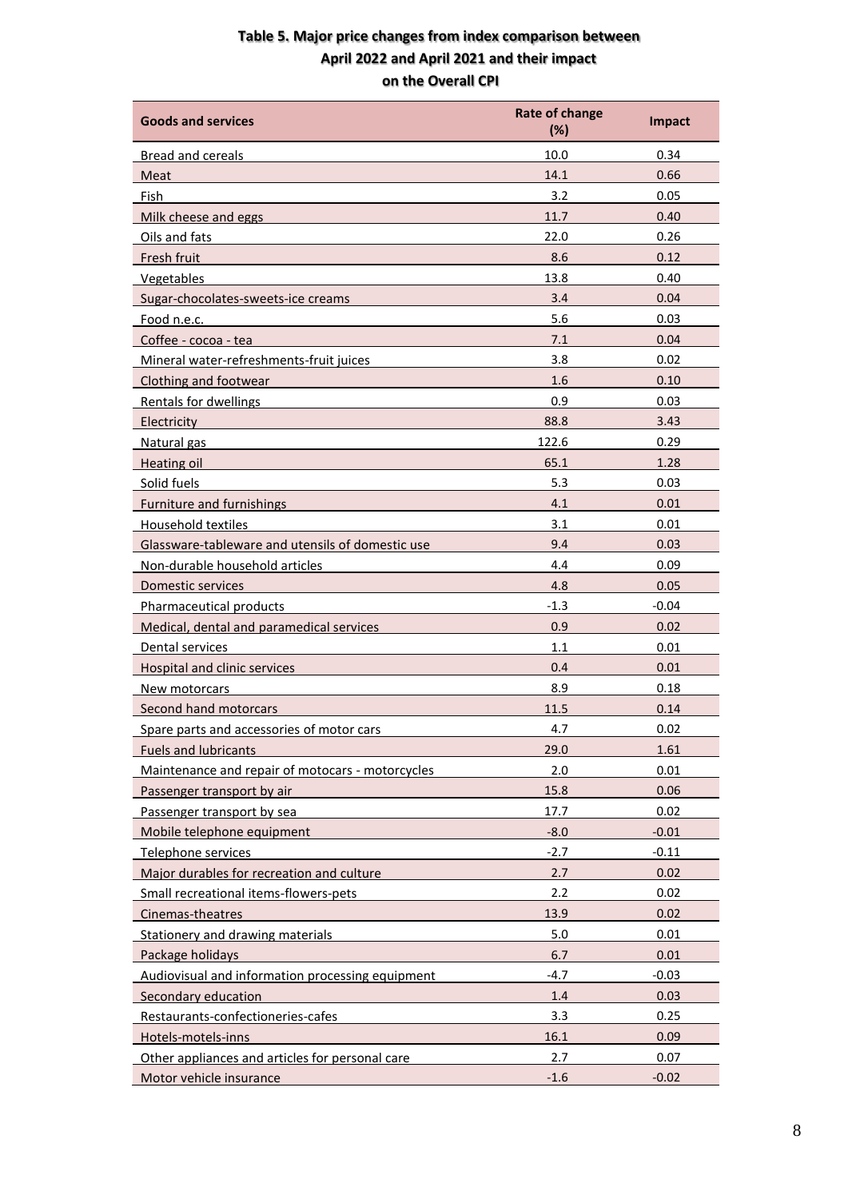**Table 5. Major price changes from index comparison between April 2022 and April 2021 and their impact on the Overall CPI**

| Goods and services | Rate of change (%) | Impact |
|---|---|---|
| Bread and cereals | 10.0 | 0.34 |
| Meat | 14.1 | 0.66 |
| Fish | 3.2 | 0.05 |
| Milk cheese and eggs | 11.7 | 0.40 |
| Oils and fats | 22.0 | 0.26 |
| Fresh fruit | 8.6 | 0.12 |
| Vegetables | 13.8 | 0.40 |
| Sugar-chocolates-sweets-ice creams | 3.4 | 0.04 |
| Food n.e.c. | 5.6 | 0.03 |
| Coffee - cocoa - tea | 7.1 | 0.04 |
| Mineral water-refreshments-fruit juices | 3.8 | 0.02 |
| Clothing and footwear | 1.6 | 0.10 |
| Rentals for dwellings | 0.9 | 0.03 |
| Electricity | 88.8 | 3.43 |
| Natural gas | 122.6 | 0.29 |
| Heating oil | 65.1 | 1.28 |
| Solid fuels | 5.3 | 0.03 |
| Furniture and furnishings | 4.1 | 0.01 |
| Household textiles | 3.1 | 0.01 |
| Glassware-tableware and utensils of domestic use | 9.4 | 0.03 |
| Non-durable household articles | 4.4 | 0.09 |
| Domestic services | 4.8 | 0.05 |
| Pharmaceutical products | -1.3 | -0.04 |
| Medical, dental and paramedical services | 0.9 | 0.02 |
| Dental services | 1.1 | 0.01 |
| Hospital and clinic services | 0.4 | 0.01 |
| New motorcars | 8.9 | 0.18 |
| Second hand motorcars | 11.5 | 0.14 |
| Spare parts and accessories of motor cars | 4.7 | 0.02 |
| Fuels and lubricants | 29.0 | 1.61 |
| Maintenance and repair of motocars - motorcycles | 2.0 | 0.01 |
| Passenger transport by air | 15.8 | 0.06 |
| Passenger transport by sea | 17.7 | 0.02 |
| Mobile telephone equipment | -8.0 | -0.01 |
| Telephone services | -2.7 | -0.11 |
| Major durables for recreation and culture | 2.7 | 0.02 |
| Small recreational items-flowers-pets | 2.2 | 0.02 |
| Cinemas-theatres | 13.9 | 0.02 |
| Stationery and drawing materials | 5.0 | 0.01 |
| Package holidays | 6.7 | 0.01 |
| Audiovisual and information processing equipment | -4.7 | -0.03 |
| Secondary education | 1.4 | 0.03 |
| Restaurants-confectioneries-cafes | 3.3 | 0.25 |
| Hotels-motels-inns | 16.1 | 0.09 |
| Other appliances and articles for personal care | 2.7 | 0.07 |
| Motor vehicle insurance | -1.6 | -0.02 |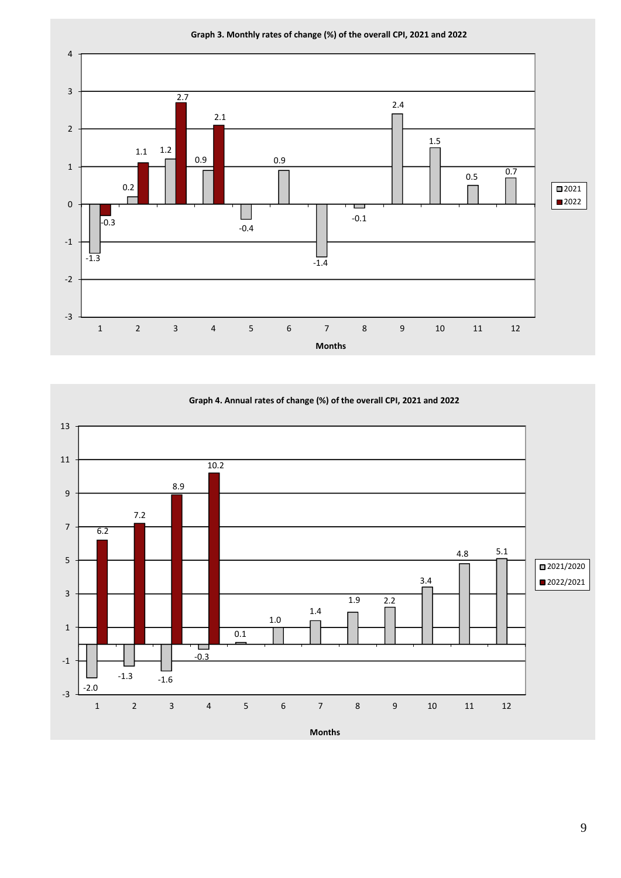**Graph 3. Monthly rates of change (%) of the overall CPI, 2021 and 2022**

| Months | 2021 | 2022 |
|---|---|---|
| 1 | -1.3 | -0.3 |
| 2 | 0.2 | 1.1 |
| 3 | 1.2 | 2.7 |
| 4 | 0.9 | 2.1 |
| 5 | -0.4 | |
| 6 | 0.9 | |
| 7 | -1.4 | |
| 8 | -0.1 | |
| 9 | 2.4 | |
| 10 | 1.5 | |
| 11 | 0.5 | |
| 12 | 0.7 | |

**Graph 4. Annual rates of change (%) of the overall CPI, 2021 and 2022**

| Months | 2021/2020 | 2022/2021 |
|---|---|---|
| 1 | -2.0 | 6.2 |
| 2 | -1.3 | 7.2 |
| 3 | -1.6 | 8.9 |
| 4 | -0.3 | 10.2 |
| 5 | 0.1 | |
| 6 | 1.0 | |
| 7 | 1.4 | |
| 8 | 1.9 | |
| 9 | 2.2 | |
| 10 | 3.4 | |
| 11 | 4.8 | |
| 12 | 5.1 | |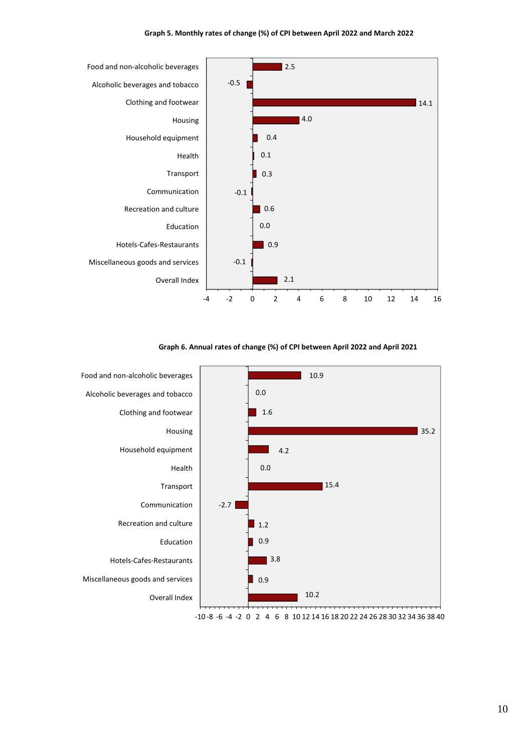**Graph 5. Monthly rates of change (%) of CPI between April 2022 and March 2022**

| Category | % |
|---|---|
| Food and non-alcoholic beverages | 2.5 |
| Alcoholic beverages and tobacco | -0.5 |
| Clothing and footwear | 14.1 |
| Housing | 4.0 |
| Household equipment | 0.4 |
| Health | 0.1 |
| Transport | 0.3 |
| Communication | -0.1 |
| Recreation and culture | 0.6 |
| Education | 0.0 |
| Hotels-Cafes-Restaurants | 0.9 |
| Miscellaneous goods and services | -0.1 |
| Overall Index | 2.1 |

**Graph 6. Annual rates of change (%) of CPI between April 2022 and April 2021**

| Category | % |
|---|---|
| Food and non-alcoholic beverages | 10.9 |
| Alcoholic beverages and tobacco | 0.0 |
| Clothing and footwear | 1.6 |
| Housing | 35.2 |
| Household equipment | 4.2 |
| Health | 0.0 |
| Transport | 15.4 |
| Communication | -2.7 |
| Recreation and culture | 1.2 |
| Education | 0.9 |
| Hotels-Cafes-Restaurants | 3.8 |
| Miscellaneous goods and services | 0.9 |
| Overall Index | 10.2 |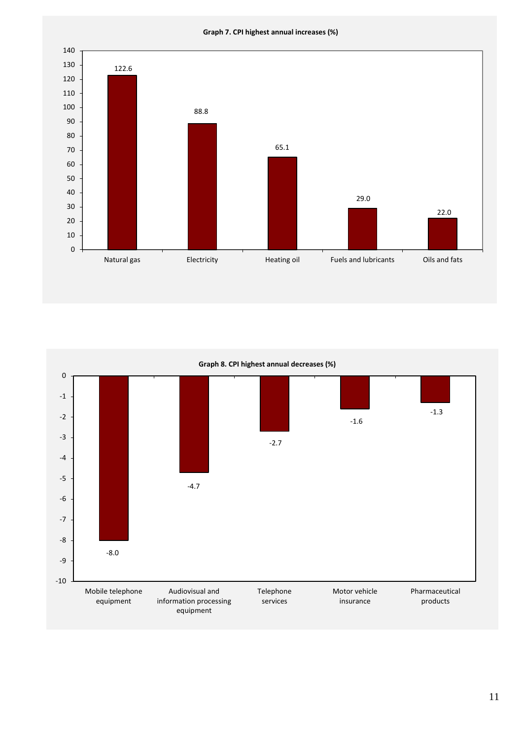**Graph 7. CPI highest annual increases (%)**

| Item | % |
|---|---|
| Natural gas | 122.6 |
| Electricity | 88.8 |
| Heating oil | 65.1 |
| Fuels and lubricants | 29.0 |
| Oils and fats | 22.0 |

**Graph 8. CPI highest annual decreases (%)**

| Item | % |
|---|---|
| Mobile telephone equipment | -8.0 |
| Audiovisual and information processing equipment | -4.7 |
| Telephone services | -2.7 |
| Motor vehicle insurance | -1.6 |
| Pharmaceutical products | -1.3 |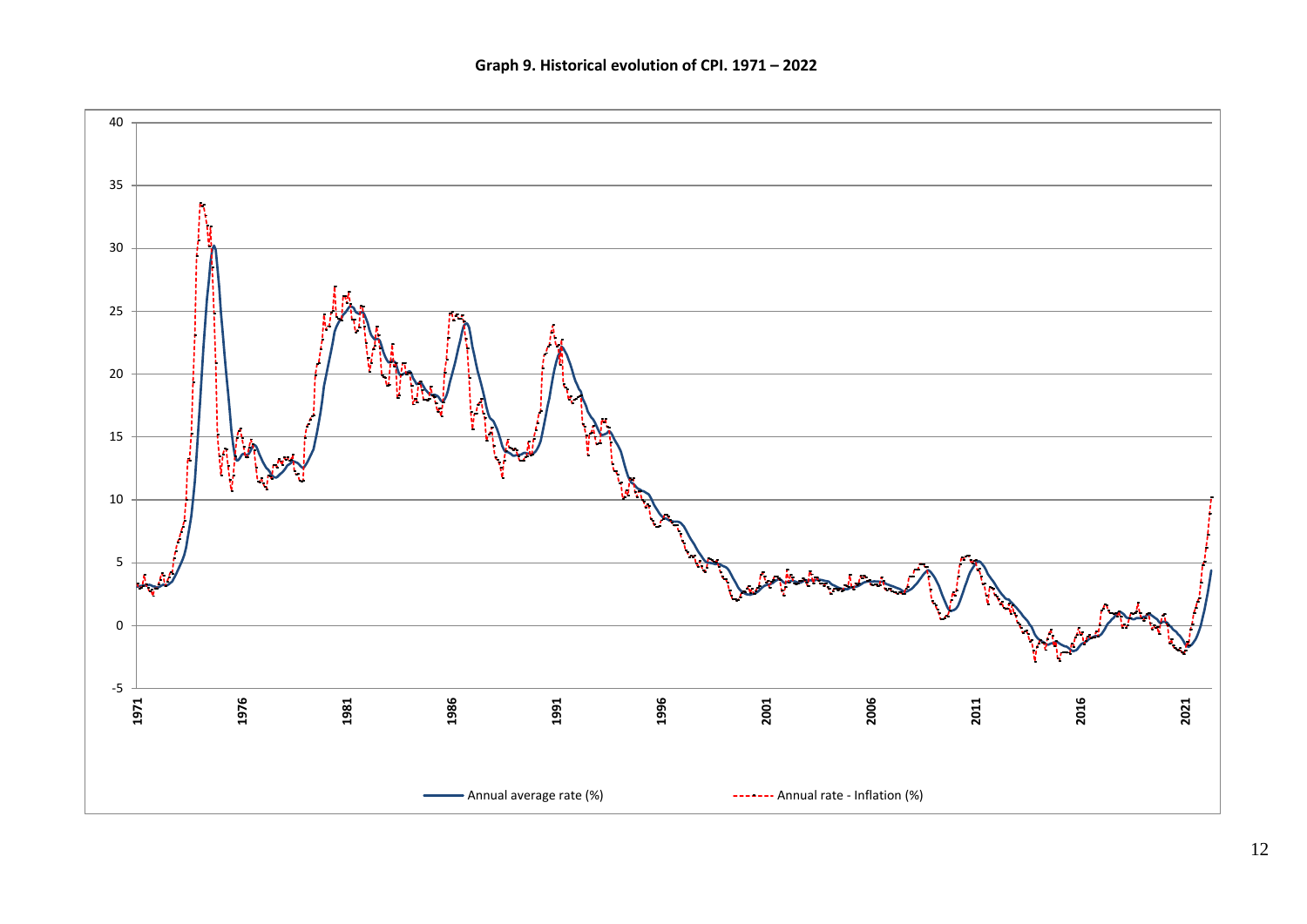**Graph 9. Historical evolution of CPI. 1971 – 2022**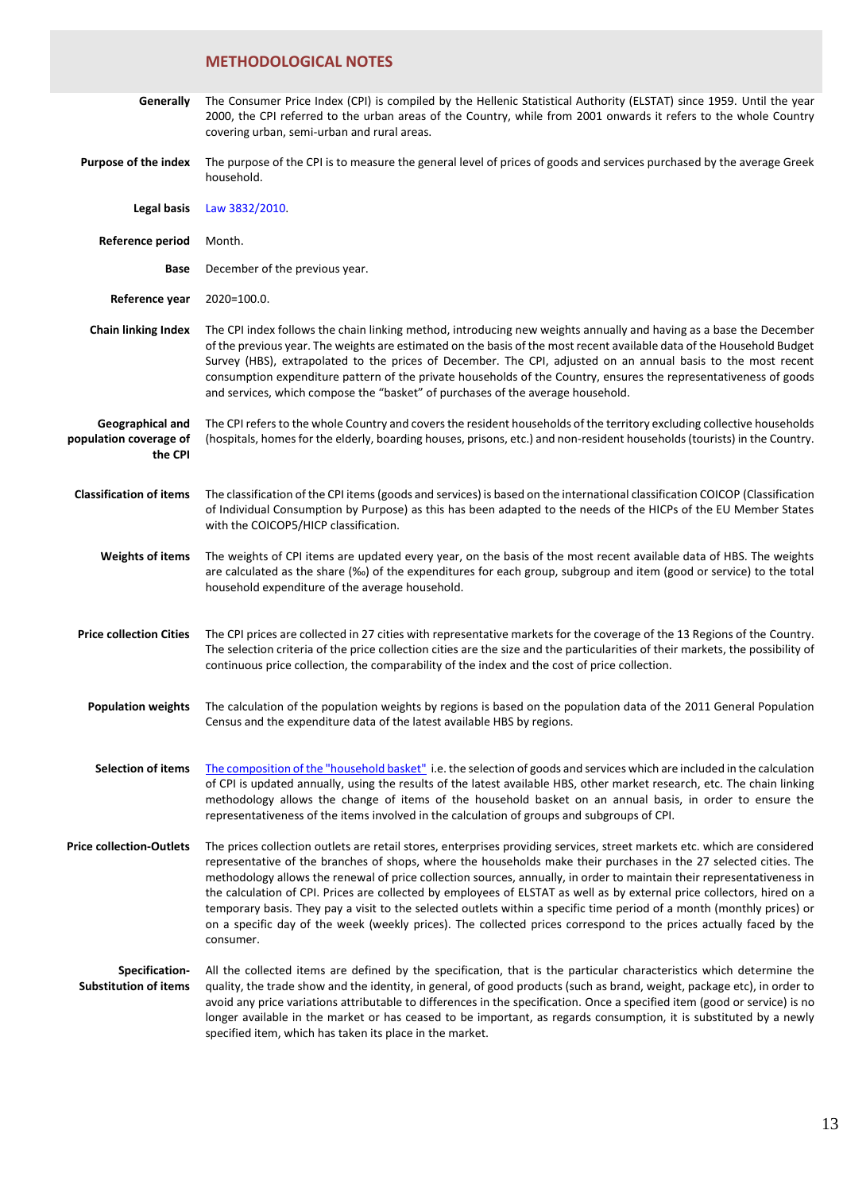## METHODOLOGICAL NOTES

**Generally**

The Consumer Price Index (CPI) is compiled by the Hellenic Statistical Authority (ELSTAT) since 1959. Until the year 2000, the CPI referred to the urban areas of the Country, while from 2001 onwards it refers to the whole Country covering urban, semi-urban and rural areas.

**Purpose of the index**

The purpose of the CPI is to measure the general level of prices of goods and services purchased by the average Greek household.

**Legal basis**

Law 3832/2010.

**Reference period**

Month.

**Base**

December of the previous year.

**Reference year**

2020=100.0.

**Chain linking Index**

The CPI index follows the chain linking method, introducing new weights annually and having as a base the December of the previous year. The weights are estimated on the basis of the most recent available data of the Household Budget Survey (HBS), extrapolated to the prices of December. The CPI, adjusted on an annual basis to the most recent consumption expenditure pattern of the private households of the Country, ensures the representativeness of goods and services, which compose the "basket" of purchases of the average household.

**Geographical and population coverage of the CPI**

The CPI refers to the whole Country and covers the resident households of the territory excluding collective households (hospitals, homes for the elderly, boarding houses, prisons, etc.) and non-resident households (tourists) in the Country.

**Classification of items**

The classification of the CPI items (goods and services) is based on the international classification COICOP (Classification of Individual Consumption by Purpose) as this has been adapted to the needs of the HICPs of the EU Member States with the COICOP5/HICP classification.

**Weights of items**

The weights of CPI items are updated every year, on the basis of the most recent available data of HBS. The weights are calculated as the share (‰) of the expenditures for each group, subgroup and item (good or service) to the total household expenditure of the average household.

**Price collection Cities**

The CPI prices are collected in 27 cities with representative markets for the coverage of the 13 Regions of the Country. The selection criteria of the price collection cities are the size and the particularities of their markets, the possibility of continuous price collection, the comparability of the index and the cost of price collection.

**Population weights**

The calculation of the population weights by regions is based on the population data of the 2011 General Population Census and the expenditure data of the latest available HBS by regions.

**Selection of items**

The composition of the "household basket" i.e. the selection of goods and services which are included in the calculation of CPI is updated annually, using the results of the latest available HBS, other market research, etc. The chain linking methodology allows the change of items of the household basket on an annual basis, in order to ensure the representativeness of the items involved in the calculation of groups and subgroups of CPI.

**Price collection-Outlets**

The prices collection outlets are retail stores, enterprises providing services, street markets etc. which are considered representative of the branches of shops, where the households make their purchases in the 27 selected cities. The methodology allows the renewal of price collection sources, annually, in order to maintain their representativeness in the calculation of CPI. Prices are collected by employees of ELSTAT as well as by external price collectors, hired on a temporary basis. They pay a visit to the selected outlets within a specific time period of a month (monthly prices) or on a specific day of the week (weekly prices). The collected prices correspond to the prices actually faced by the consumer.

**Specification-Substitution of items**

All the collected items are defined by the specification, that is the particular characteristics which determine the quality, the trade show and the identity, in general, of good products (such as brand, weight, package etc), in order to avoid any price variations attributable to differences in the specification. Once a specified item (good or service) is no longer available in the market or has ceased to be important, as regards consumption, it is substituted by a newly specified item, which has taken its place in the market.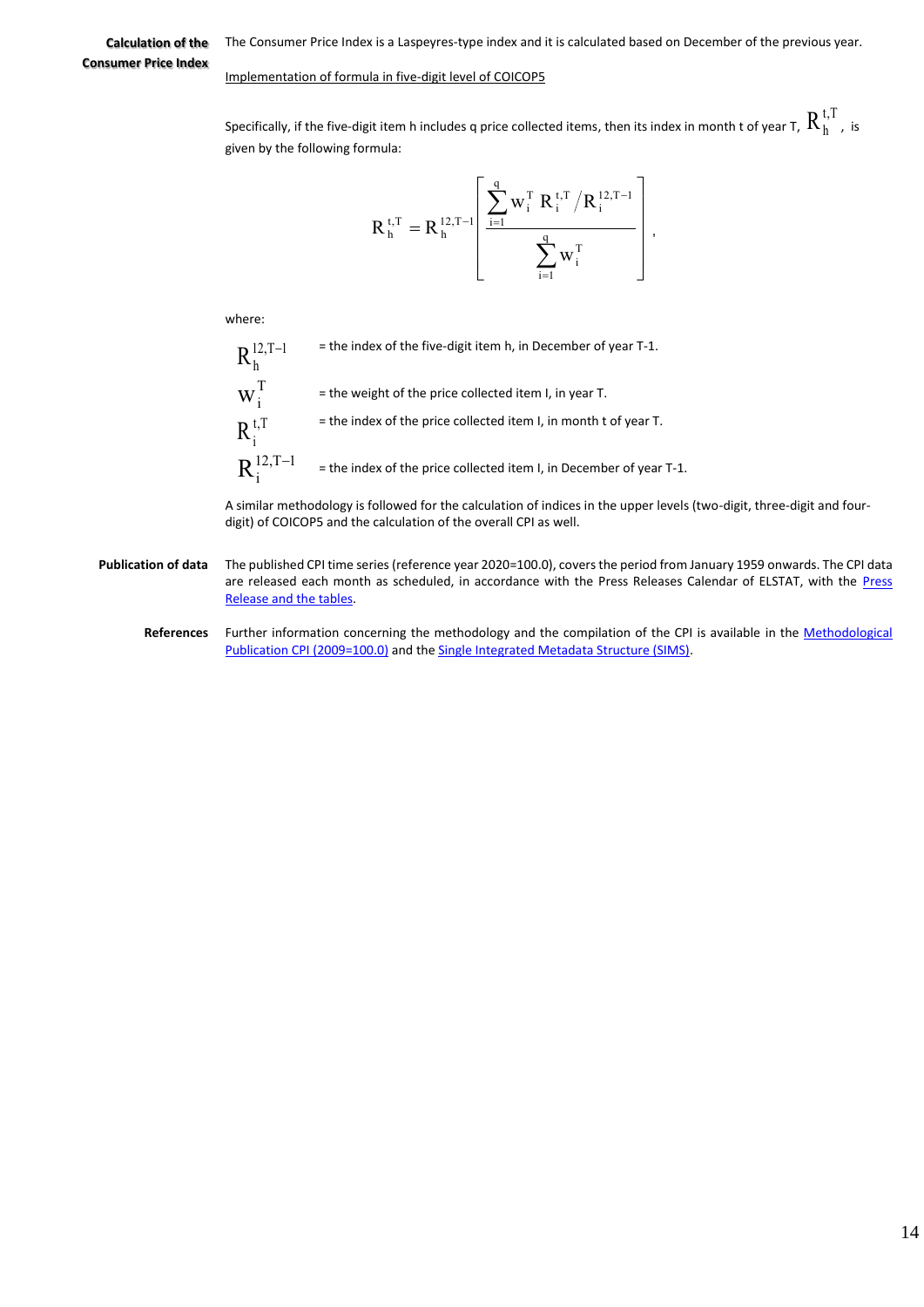**Calculation of the Consumer Price Index**

The Consumer Price Index is a Laspeyres-type index and it is calculated based on December of the previous year.

Implementation of formula in five-digit level of COICOP5

Specifically, if the five-digit item h includes q price collected items, then its index in month t of year T, $R_h^{t,T}$, is given by the following formula:

$$R_h^{t,T} = R_h^{12,T-1}\left[\frac{\sum_{i=1}^{q} w_i^T \, R_i^{t,T} / R_i^{12,T-1}}{\sum_{i=1}^{q} w_i^T}\right],$$

where:

$R_h^{12,T-1}$ = the index of the five-digit item h, in December of year T-1.

$w_i^T$ = the weight of the price collected item I, in year T.

$R_i^{t,T}$ = the index of the price collected item I, in month t of year T.

$R_i^{12,T-1}$ = the index of the price collected item I, in December of year T-1.

A similar methodology is followed for the calculation of indices in the upper levels (two-digit, three-digit and four-digit) of COICOP5 and the calculation of the overall CPI as well.

**Publication of data**

The published CPI time series (reference year 2020=100.0), covers the period from January 1959 onwards. The CPI data are released each month as scheduled, in accordance with the Press Releases Calendar of ELSTAT, with the Press Release and the tables.

**References**

Further information concerning the methodology and the compilation of the CPI is available in the Methodological Publication CPI (2009=100.0) and the Single Integrated Metadata Structure (SIMS).